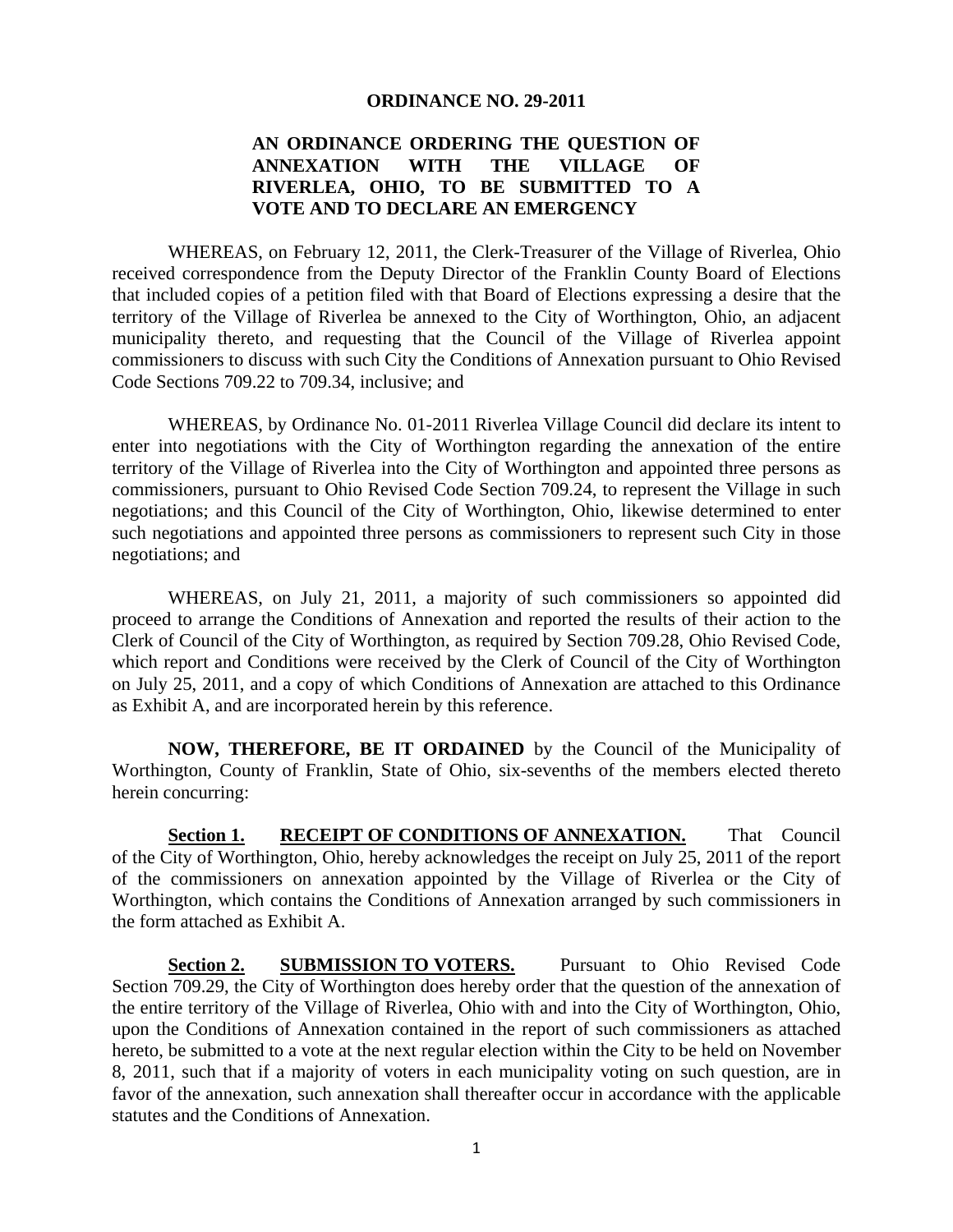**ORDINANCE NO. 29-2011**

**AN ORDINANCE ORDERING THE QUESTION OF ANNEXATION WITH THE VILLAGE OF RIVERLEA, OHIO, TO BE SUBMITTED TO A VOTE AND TO DECLARE AN EMERGENCY**

WHEREAS, on February 12, 2011, the Clerk-Treasurer of the Village of Riverlea, Ohio received correspondence from the Deputy Director of the Franklin County Board of Elections that included copies of a petition filed with that Board of Elections expressing a desire that the territory of the Village of Riverlea be annexed to the City of Worthington, Ohio, an adjacent municipality thereto, and requesting that the Council of the Village of Riverlea appoint commissioners to discuss with such City the Conditions of Annexation pursuant to Ohio Revised Code Sections 709.22 to 709.34, inclusive; and

WHEREAS, by Ordinance No. 01-2011 Riverlea Village Council did declare its intent to enter into negotiations with the City of Worthington regarding the annexation of the entire territory of the Village of Riverlea into the City of Worthington and appointed three persons as commissioners, pursuant to Ohio Revised Code Section 709.24, to represent the Village in such negotiations; and this Council of the City of Worthington, Ohio, likewise determined to enter such negotiations and appointed three persons as commissioners to represent such City in those negotiations; and

WHEREAS, on July 21, 2011, a majority of such commissioners so appointed did proceed to arrange the Conditions of Annexation and reported the results of their action to the Clerk of Council of the City of Worthington, as required by Section 709.28, Ohio Revised Code, which report and Conditions were received by the Clerk of Council of the City of Worthington on July 25, 2011, and a copy of which Conditions of Annexation are attached to this Ordinance as Exhibit A, and are incorporated herein by this reference.

**NOW, THEREFORE, BE IT ORDAINED** by the Council of the Municipality of Worthington, County of Franklin, State of Ohio, six-sevenths of the members elected thereto herein concurring:

**Section 1. RECEIPT OF CONDITIONS OF ANNEXATION.** That Council of the City of Worthington, Ohio, hereby acknowledges the receipt on July 25, 2011 of the report of the commissioners on annexation appointed by the Village of Riverlea or the City of Worthington, which contains the Conditions of Annexation arranged by such commissioners in the form attached as Exhibit A.

**Section 2. SUBMISSION TO VOTERS.** Pursuant to Ohio Revised Code Section 709.29, the City of Worthington does hereby order that the question of the annexation of the entire territory of the Village of Riverlea, Ohio with and into the City of Worthington, Ohio, upon the Conditions of Annexation contained in the report of such commissioners as attached hereto, be submitted to a vote at the next regular election within the City to be held on November 8, 2011, such that if a majority of voters in each municipality voting on such question, are in favor of the annexation, such annexation shall thereafter occur in accordance with the applicable statutes and the Conditions of Annexation.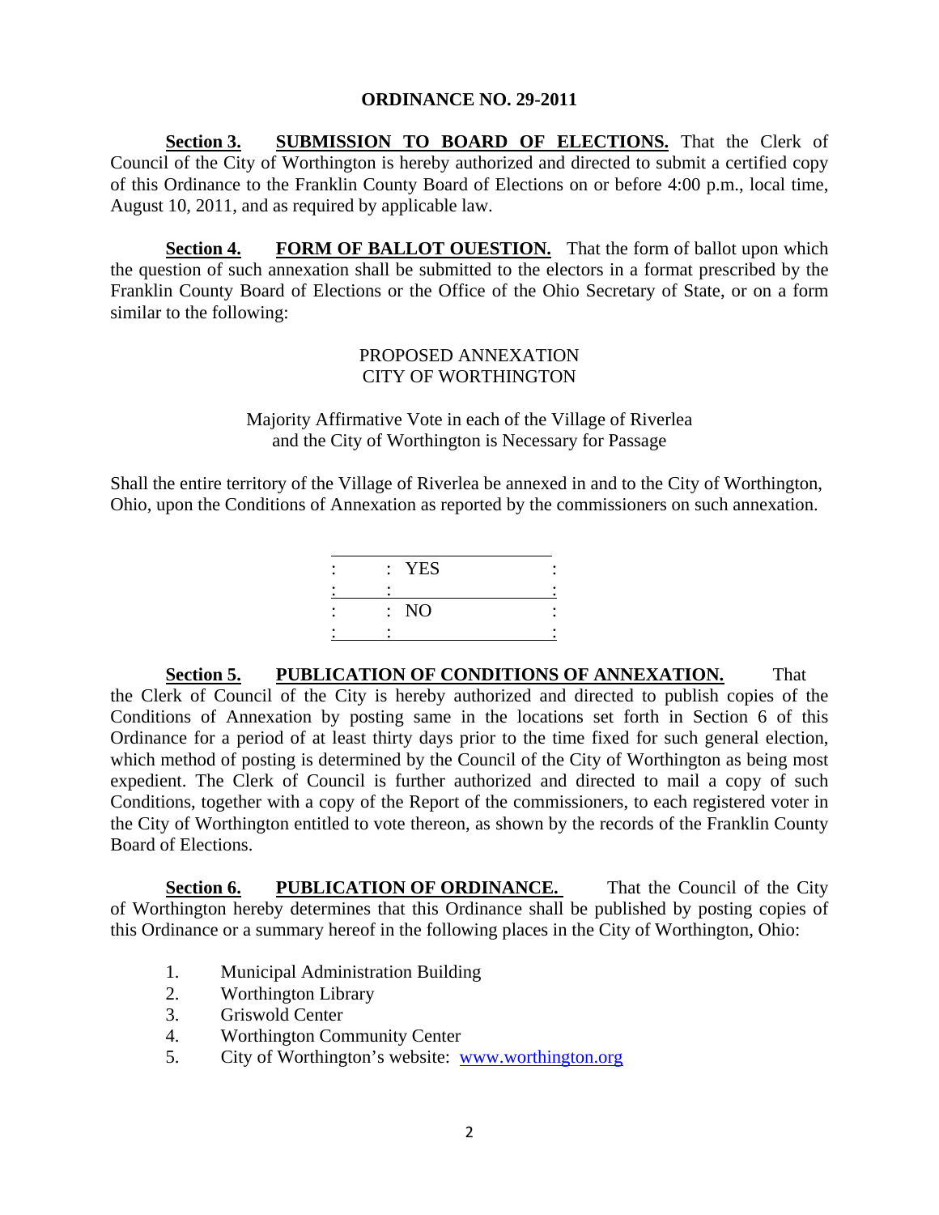**ORDINANCE NO. 29-2011**

**Section 3. SUBMISSION TO BOARD OF ELECTIONS.** That the Clerk of Council of the City of Worthington is hereby authorized and directed to submit a certified copy of this Ordinance to the Franklin County Board of Elections on or before 4:00 p.m., local time, August 10, 2011, and as required by applicable law.

**Section 4. FORM OF BALLOT QUESTION.** That the form of ballot upon which the question of such annexation shall be submitted to the electors in a format prescribed by the Franklin County Board of Elections or the Office of the Ohio Secretary of State, or on a form similar to the following:

PROPOSED ANNEXATION
CITY OF WORTHINGTON

Majority Affirmative Vote in each of the Village of Riverlea and the City of Worthington is Necessary for Passage

Shall the entire territory of the Village of Riverlea be annexed in and to the City of Worthington, Ohio, upon the Conditions of Annexation as reported by the commissioners on such annexation.

| | |
|---|---|
| | YES |
| | NO |

**Section 5. PUBLICATION OF CONDITIONS OF ANNEXATION.** That the Clerk of Council of the City is hereby authorized and directed to publish copies of the Conditions of Annexation by posting same in the locations set forth in Section 6 of this Ordinance for a period of at least thirty days prior to the time fixed for such general election, which method of posting is determined by the Council of the City of Worthington as being most expedient. The Clerk of Council is further authorized and directed to mail a copy of such Conditions, together with a copy of the Report of the commissioners, to each registered voter in the City of Worthington entitled to vote thereon, as shown by the records of the Franklin County Board of Elections.

**Section 6. PUBLICATION OF ORDINANCE.** That the Council of the City of Worthington hereby determines that this Ordinance shall be published by posting copies of this Ordinance or a summary hereof in the following places in the City of Worthington, Ohio:

1. Municipal Administration Building
2. Worthington Library
3. Griswold Center
4. Worthington Community Center
5. City of Worthington's website: www.worthington.org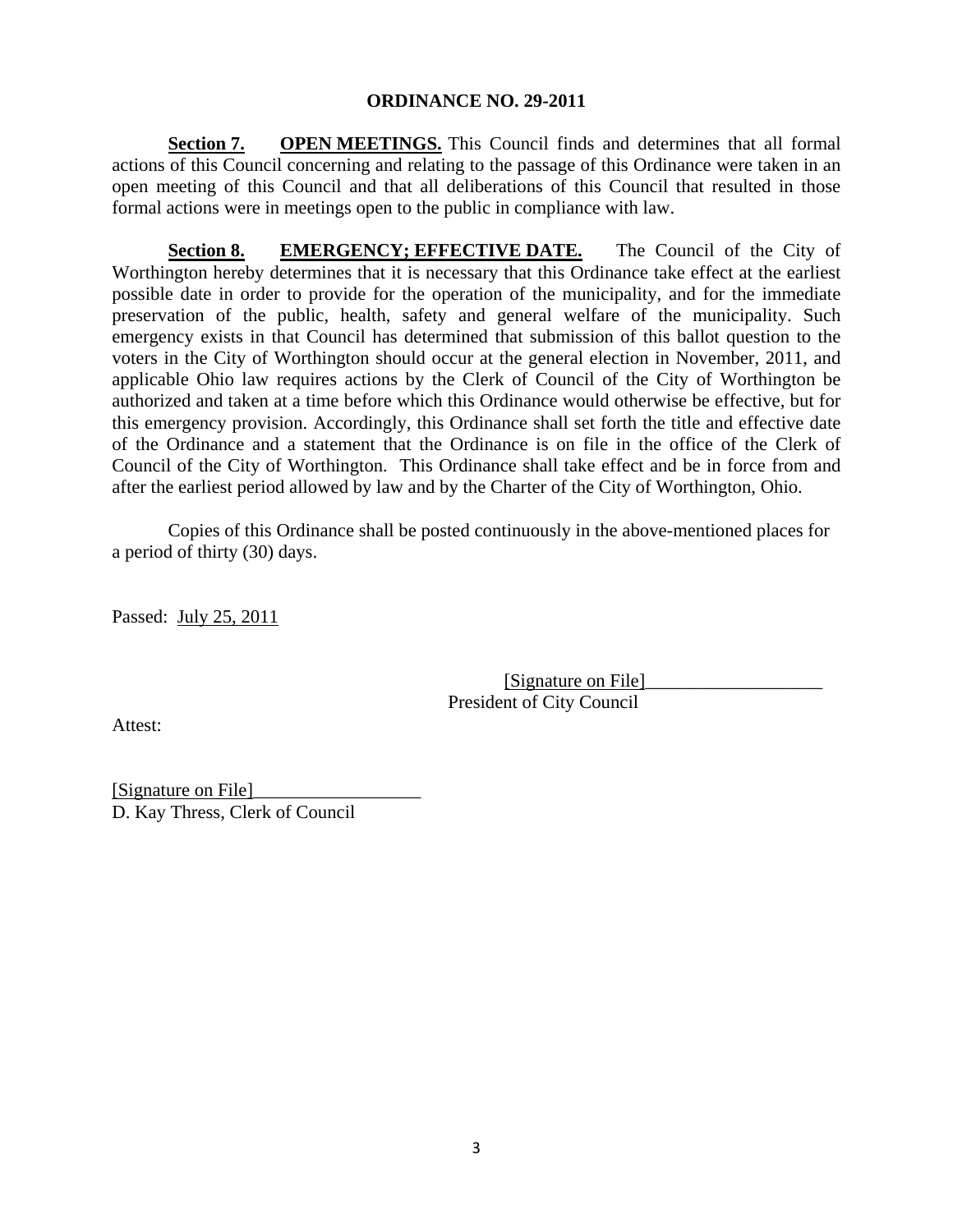**ORDINANCE NO. 29-2011**

**Section 7.** **OPEN MEETINGS.** This Council finds and determines that all formal actions of this Council concerning and relating to the passage of this Ordinance were taken in an open meeting of this Council and that all deliberations of this Council that resulted in those formal actions were in meetings open to the public in compliance with law.

**Section 8.** **EMERGENCY; EFFECTIVE DATE.** The Council of the City of Worthington hereby determines that it is necessary that this Ordinance take effect at the earliest possible date in order to provide for the operation of the municipality, and for the immediate preservation of the public, health, safety and general welfare of the municipality. Such emergency exists in that Council has determined that submission of this ballot question to the voters in the City of Worthington should occur at the general election in November, 2011, and applicable Ohio law requires actions by the Clerk of Council of the City of Worthington be authorized and taken at a time before which this Ordinance would otherwise be effective, but for this emergency provision. Accordingly, this Ordinance shall set forth the title and effective date of the Ordinance and a statement that the Ordinance is on file in the office of the Clerk of Council of the City of Worthington. This Ordinance shall take effect and be in force from and after the earliest period allowed by law and by the Charter of the City of Worthington, Ohio.

Copies of this Ordinance shall be posted continuously in the above-mentioned places for a period of thirty (30) days.

Passed: July 25, 2011

[Signature on File]___________________
President of City Council

Attest:

[Signature on File]__________________
D. Kay Thress, Clerk of Council